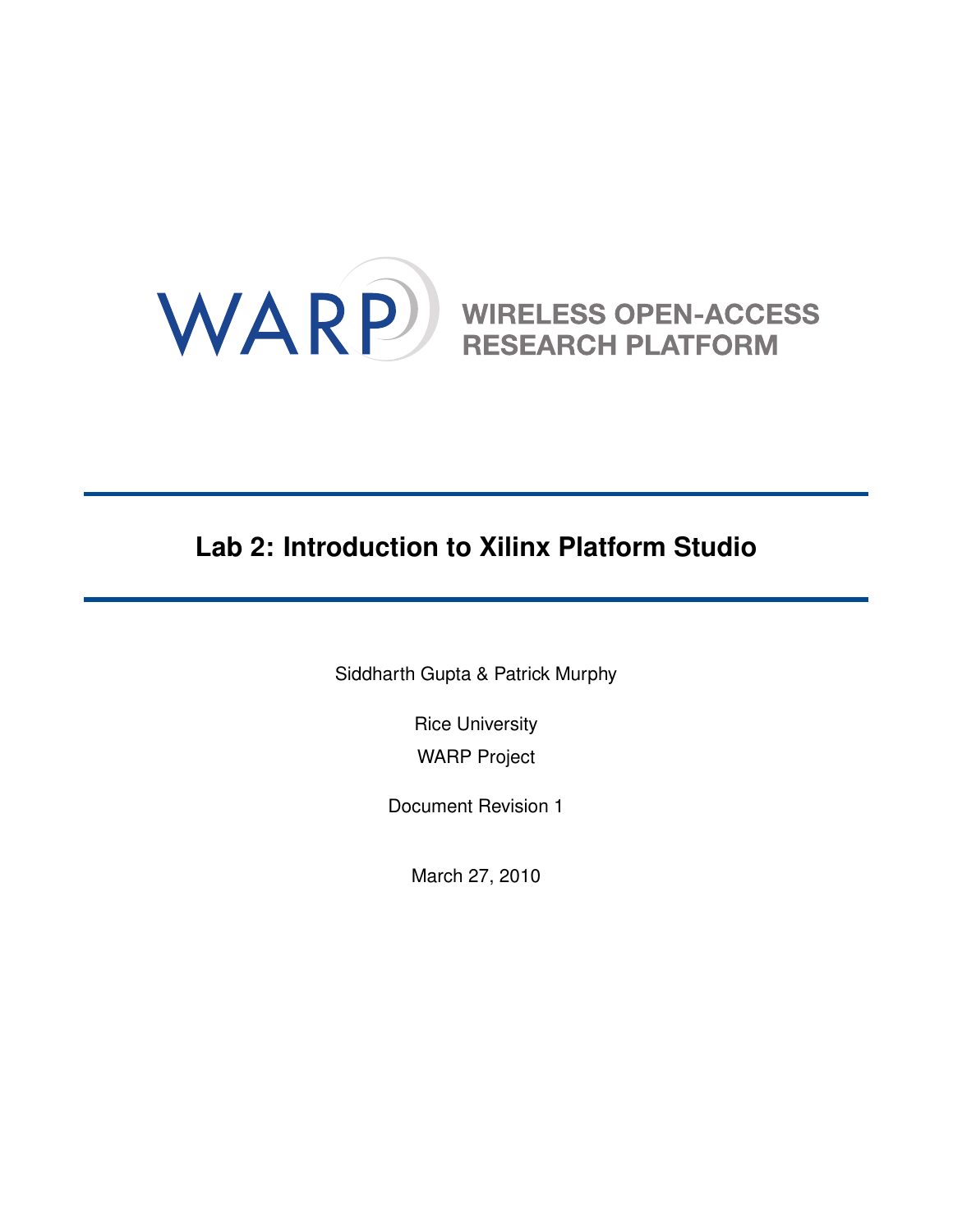WARP

WIRELESS OPEN-ACCESS RESEARCH PLATFORM

# Lab 2: Introduction to Xilinx Platform Studio

Siddharth Gupta & Patrick Murphy

Rice University

WARP Project

Document Revision 1

March 27, 2010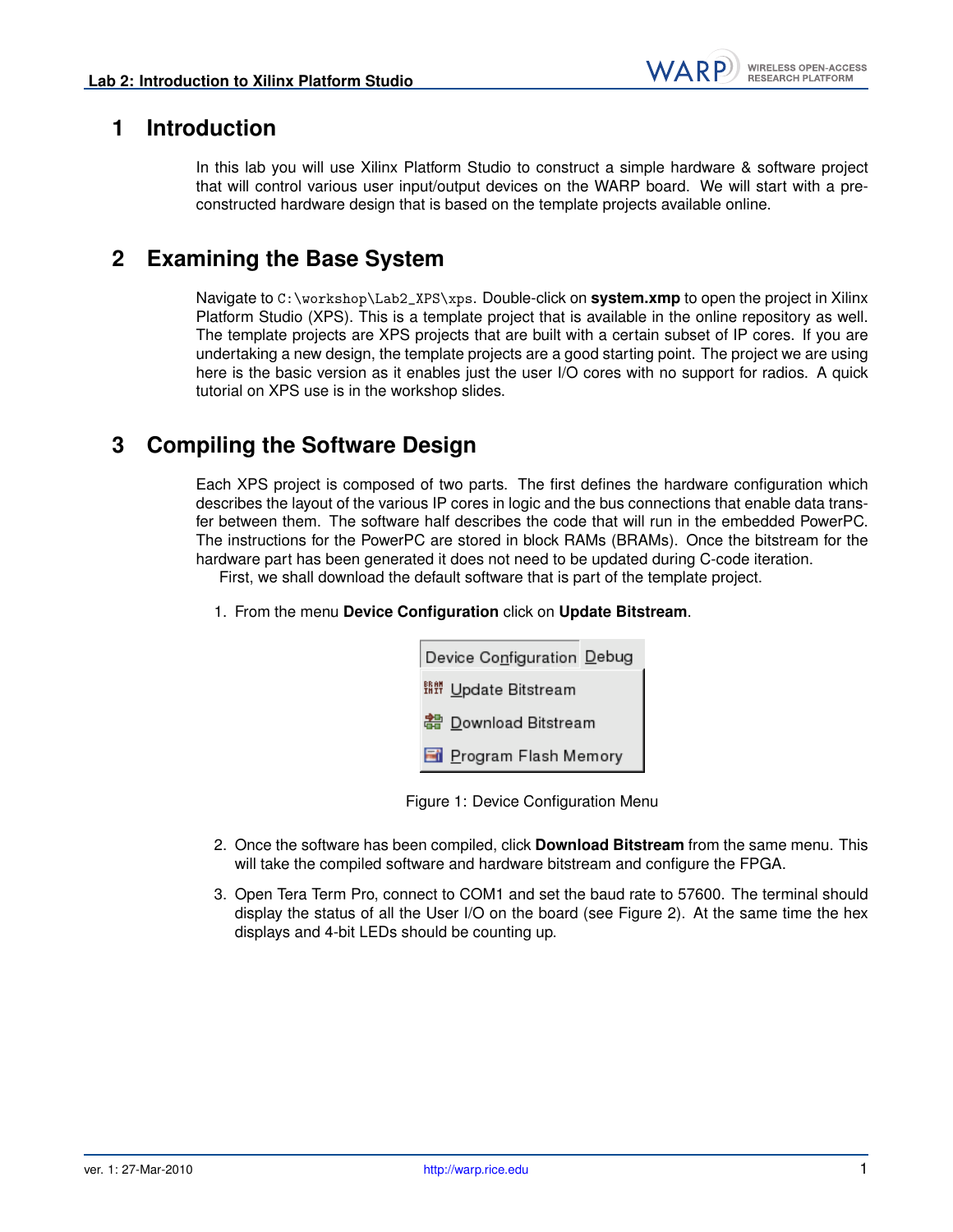# 1 Introduction

In this lab you will use Xilinx Platform Studio to construct a simple hardware & software project that will control various user input/output devices on the WARP board. We will start with a pre-constructed hardware design that is based on the template projects available online.

# 2 Examining the Base System

Navigate to `C:\workshop\Lab2_XPS\xps`. Double-click on **system.xmp** to open the project in Xilinx Platform Studio (XPS). This is a template project that is available in the online repository as well. The template projects are XPS projects that are built with a certain subset of IP cores. If you are undertaking a new design, the template projects are a good starting point. The project we are using here is the basic version as it enables just the user I/O cores with no support for radios. A quick tutorial on XPS use is in the workshop slides.

# 3 Compiling the Software Design

Each XPS project is composed of two parts. The first defines the hardware configuration which describes the layout of the various IP cores in logic and the bus connections that enable data transfer between them. The software half describes the code that will run in the embedded PowerPC. The instructions for the PowerPC are stored in block RAMs (BRAMs). Once the bitstream for the hardware part has been generated it does not need to be updated during C-code iteration.

First, we shall download the default software that is part of the template project.

1. From the menu **Device Configuration** click on **Update Bitstream**.

Device Configuration | Debug
- Update Bitstream
- Download Bitstream
- Program Flash Memory

Figure 1: Device Configuration Menu

2. Once the software has been compiled, click **Download Bitstream** from the same menu. This will take the compiled software and hardware bitstream and configure the FPGA.

3. Open Tera Term Pro, connect to COM1 and set the baud rate to 57600. The terminal should display the status of all the User I/O on the board (see Figure 2). At the same time the hex displays and 4-bit LEDs should be counting up.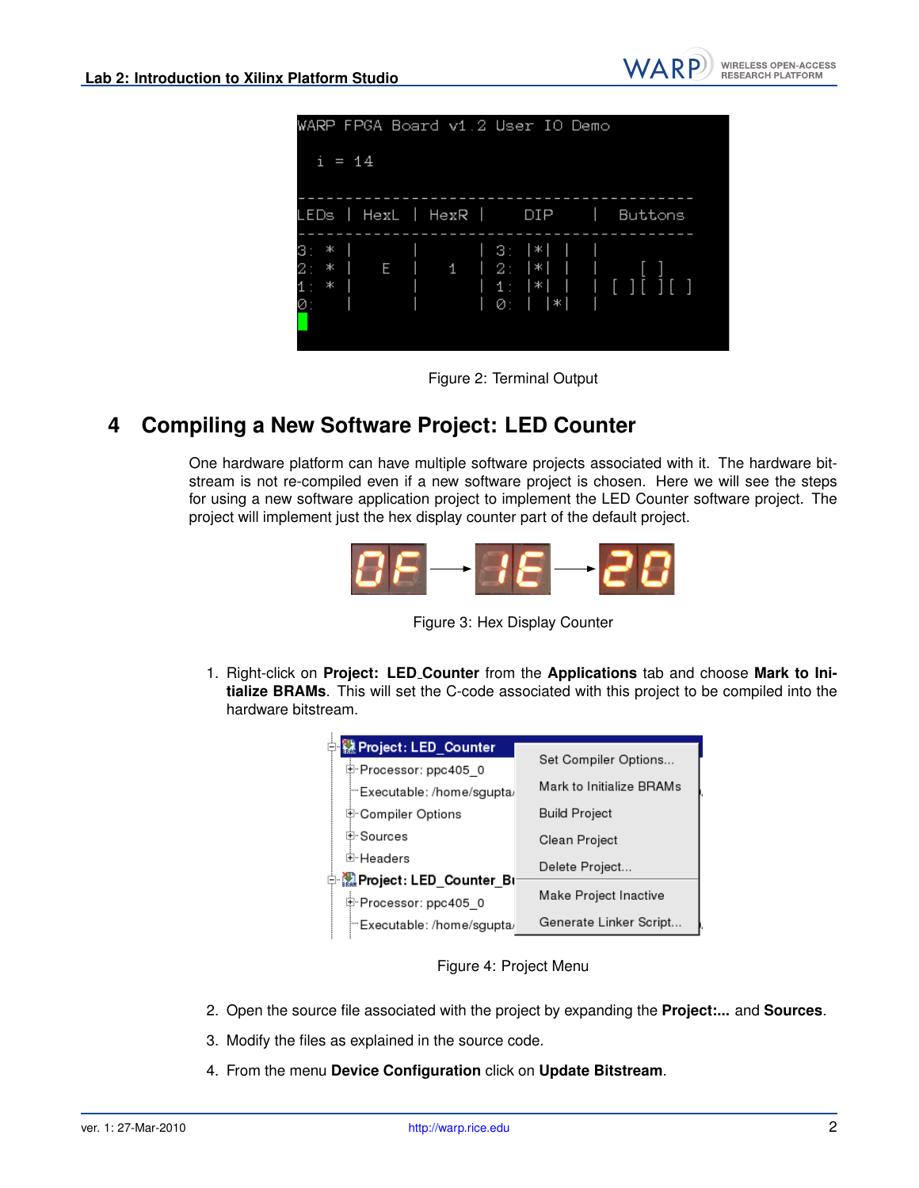Figure 2: Terminal Output

## 4 Compiling a New Software Project: LED Counter

One hardware platform can have multiple software projects associated with it. The hardware bitstream is not re-compiled even if a new software project is chosen. Here we will see the steps for using a new software application project to implement the LED Counter software project. The project will implement just the hex display counter part of the default project.

Figure 3: Hex Display Counter

1. Right-click on **Project: LED_Counter** from the **Applications** tab and choose **Mark to Initialize BRAMs**. This will set the C-code associated with this project to be compiled into the hardware bitstream.

Figure 4: Project Menu

2. Open the source file associated with the project by expanding the **Project:...** and **Sources**.
3. Modify the files as explained in the source code.
4. From the menu **Device Configuration** click on **Update Bitstream**.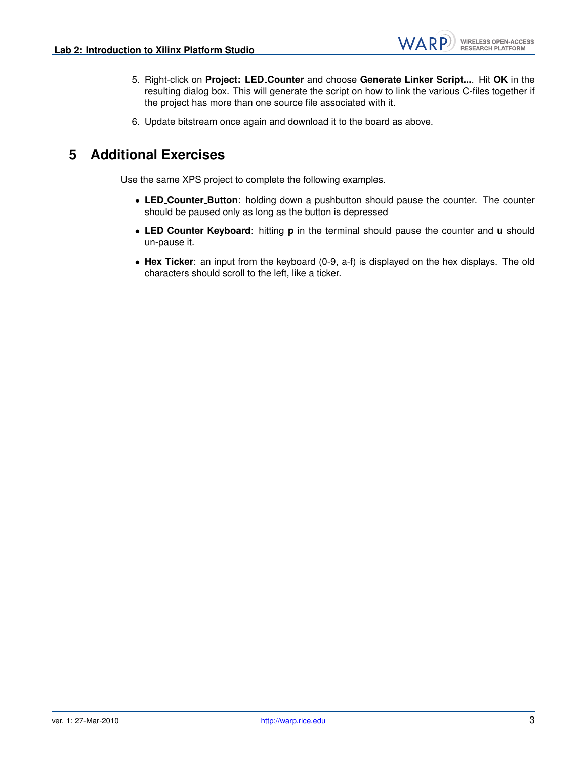5. Right-click on **Project: LED_Counter** and choose **Generate Linker Script...**. Hit **OK** in the resulting dialog box. This will generate the script on how to link the various C-files together if the project has more than one source file associated with it.

6. Update bitstream once again and download it to the board as above.

## 5 Additional Exercises

Use the same XPS project to complete the following examples.

- **LED_Counter_Button**: holding down a pushbutton should pause the counter. The counter should be paused only as long as the button is depressed
- **LED_Counter_Keyboard**: hitting **p** in the terminal should pause the counter and **u** should un-pause it.
- **Hex_Ticker**: an input from the keyboard (0-9, a-f) is displayed on the hex displays. The old characters should scroll to the left, like a ticker.